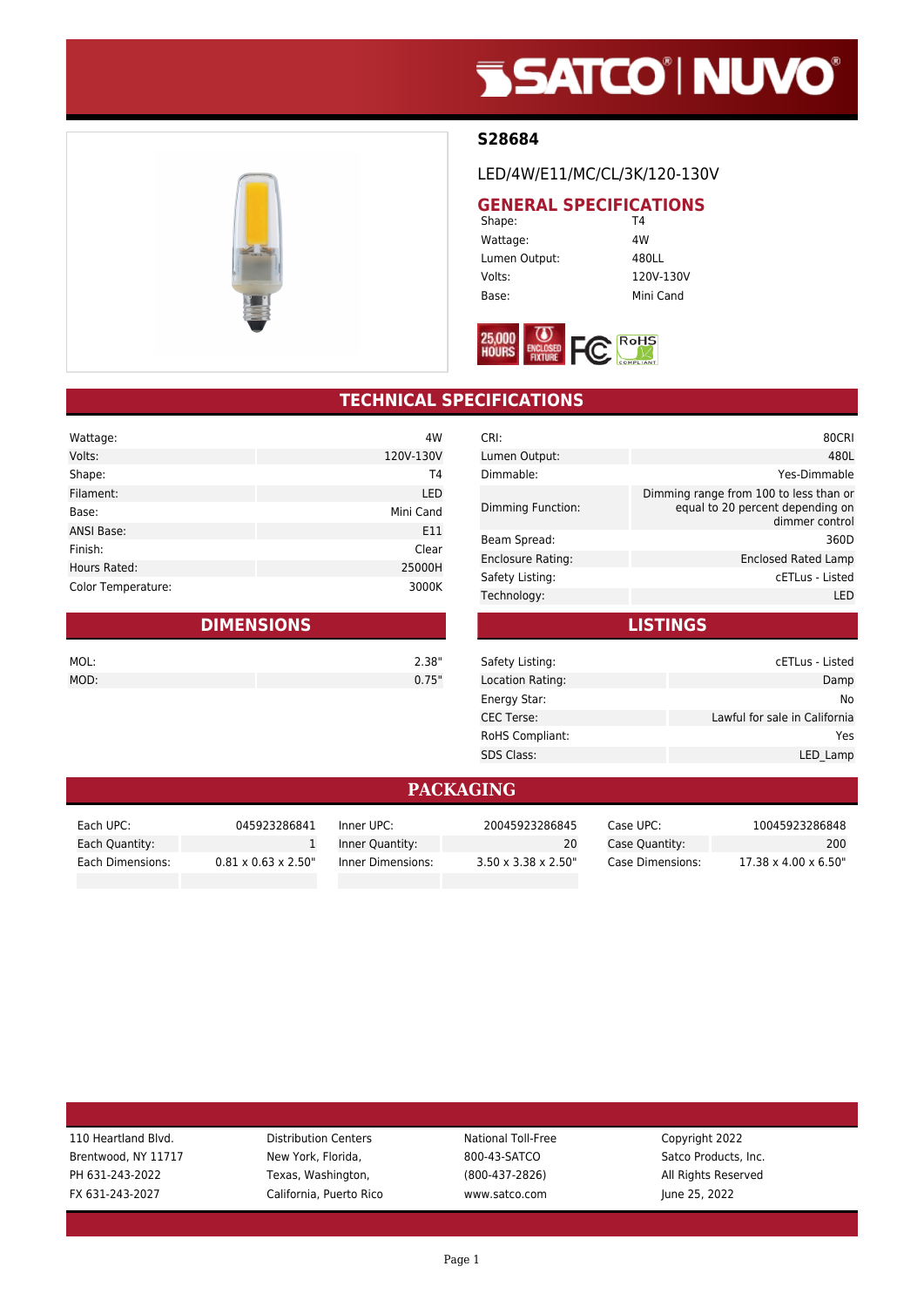# S28684

LED/4W/E11/MC/CL/3K/120-130V

## GENERAL SPECIFICATIONS

| | |
|---|---|
| Shape: | T4 |
| Wattage: | 4W |
| Lumen Output: | 480LL |
| Volts: | 120V-130V |
| Base: | Mini Cand |

25,000 HOURS · ENCLOSED FIXTURE · FC · RoHS COMPLIANT

## TECHNICAL SPECIFICATIONS

| | |
|---|---|
| Wattage: | 4W |
| Volts: | 120V-130V |
| Shape: | T4 |
| Filament: | LED |
| Base: | Mini Cand |
| ANSI Base: | E11 |
| Finish: | Clear |
| Hours Rated: | 25000H |
| Color Temperature: | 3000K |

| | |
|---|---|
| CRI: | 80CRI |
| Lumen Output: | 480L |
| Dimmable: | Yes-Dimmable |
| Dimming Function: | Dimming range from 100 to less than or equal to 20 percent depending on dimmer control |
| Beam Spread: | 360D |
| Enclosure Rating: | Enclosed Rated Lamp |
| Safety Listing: | cETLus - Listed |
| Technology: | LED |

## DIMENSIONS

| | |
|---|---|
| MOL: | 2.38" |
| MOD: | 0.75" |

## LISTINGS

| | |
|---|---|
| Safety Listing: | cETLus - Listed |
| Location Rating: | Damp |
| Energy Star: | No |
| CEC Terse: | Lawful for sale in California |
| RoHS Compliant: | Yes |
| SDS Class: | LED_Lamp |

## PACKAGING

| | | | | | |
|---|---|---|---|---|---|
| Each UPC: | 045923286841 | Inner UPC: | 20045923286845 | Case UPC: | 10045923286848 |
| Each Quantity: | 1 | Inner Quantity: | 20 | Case Quantity: | 200 |
| Each Dimensions: | 0.81 x 0.63 x 2.50" | Inner Dimensions: | 3.50 x 3.38 x 2.50" | Case Dimensions: | 17.38 x 4.00 x 6.50" |

110 Heartland Blvd.
Brentwood, NY 11717
PH 631-243-2022
FX 631-243-2027

Distribution Centers
New York, Florida,
Texas, Washington,
California, Puerto Rico

National Toll-Free
800-43-SATCO
(800-437-2826)
www.satco.com

Copyright 2022
Satco Products, Inc.
All Rights Reserved
June 25, 2022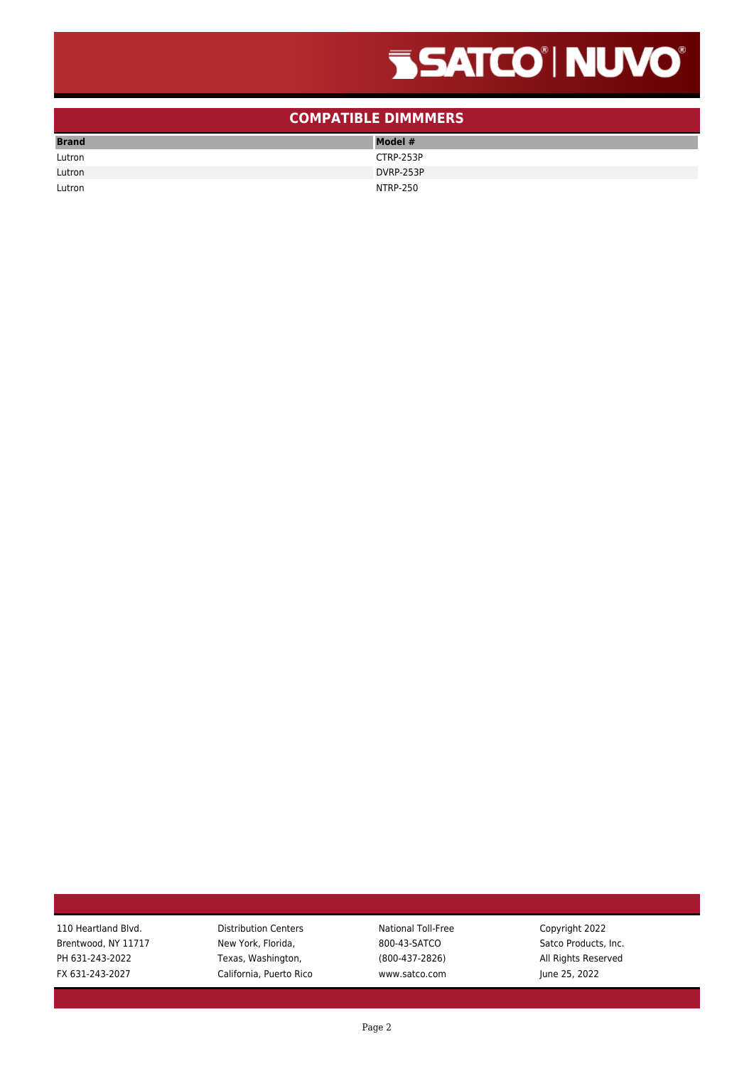## COMPATIBLE DIMMMERS

| Brand | Model # |
| --- | --- |
| Lutron | CTRP-253P |
| Lutron | DVRP-253P |
| Lutron | NTRP-250 |

110 Heartland Blvd.
Brentwood, NY 11717
PH 631-243-2022
FX 631-243-2027

Distribution Centers
New York, Florida,
Texas, Washington,
California, Puerto Rico

National Toll-Free
800-43-SATCO
(800-437-2826)
www.satco.com

Copyright 2022
Satco Products, Inc.
All Rights Reserved
June 25, 2022